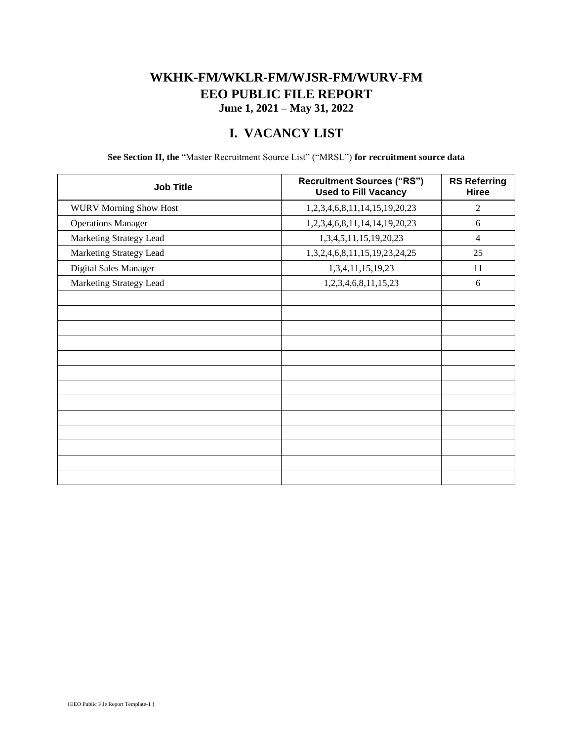# WKHK-FM/WKLR-FM/WJSR-FM/WURV-FM
# EEO PUBLIC FILE REPORT
### June 1, 2021 – May 31, 2022

## I. VACANCY LIST

**See Section II, the** "Master Recruitment Source List" ("MRSL") **for recruitment source data**

| Job Title | Recruitment Sources ("RS") Used to Fill Vacancy | RS Referring Hiree |
|---|---|---|
| WURV Morning Show Host | 1,2,3,4,6,8,11,14,15,19,20,23 | 2 |
| Operations Manager | 1,2,3,4,6,8,11,14,14,19,20,23 | 6 |
| Marketing Strategy Lead | 1,3,4,5,11,15,19,20,23 | 4 |
| Marketing Strategy Lead | 1,3,2,4,6,8,11,15,19,23,24,25 | 25 |
| Digital Sales Manager | 1,3,4,11,15,19,23 | 11 |
| Marketing Strategy Lead | 1,2,3,4,6,8,11,15,23 | 6 |
| | | |
| | | |
| | | |
| | | |
| | | |
| | | |
| | | |
| | | |
| | | |
| | | |
| | | |
| | | |
| | | |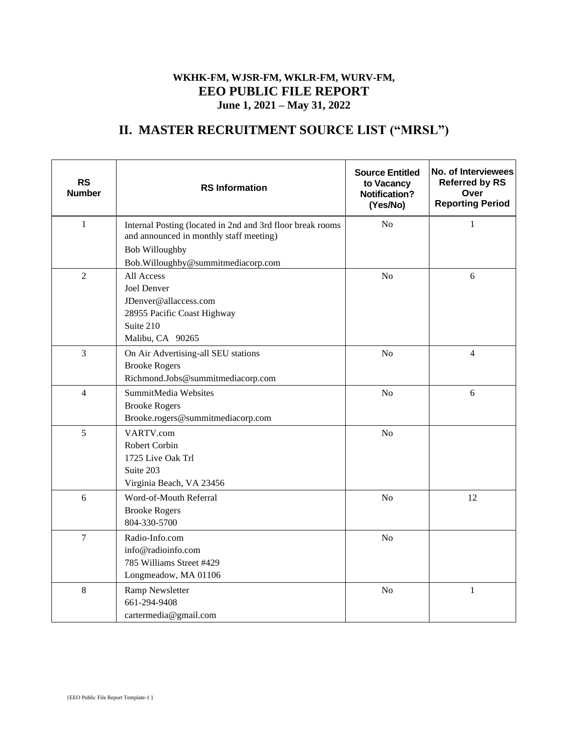**WKHK-FM, WJSR-FM, WKLR-FM, WURV-FM,**
**EEO PUBLIC FILE REPORT**
**June 1, 2021 – May 31, 2022**

# II. MASTER RECRUITMENT SOURCE LIST ("MRSL")

| RS Number | RS Information | Source Entitled to Vacancy Notification? (Yes/No) | No. of Interviewees Referred by RS Over Reporting Period |
|---|---|---|---|
| 1 | Internal Posting (located in 2nd and 3rd floor break rooms and announced in monthly staff meeting)<br>Bob Willoughby<br>Bob.Willoughby@summitmediacorp.com | No | 1 |
| 2 | All Access<br>Joel Denver<br>JDenver@allaccess.com<br>28955 Pacific Coast Highway<br>Suite 210<br>Malibu, CA 90265 | No | 6 |
| 3 | On Air Advertising-all SEU stations<br>Brooke Rogers<br>Richmond.Jobs@summitmediacorp.com | No | 4 |
| 4 | SummitMedia Websites<br>Brooke Rogers<br>Brooke.rogers@summitmediacorp.com | No | 6 |
| 5 | VARTV.com<br>Robert Corbin<br>1725 Live Oak Trl<br>Suite 203<br>Virginia Beach, VA 23456 | No | |
| 6 | Word-of-Mouth Referral<br>Brooke Rogers<br>804-330-5700 | No | 12 |
| 7 | Radio-Info.com<br>info@radioinfo.com<br>785 Williams Street #429<br>Longmeadow, MA 01106 | No | |
| 8 | Ramp Newsletter<br>661-294-9408<br>cartermedia@gmail.com | No | 1 |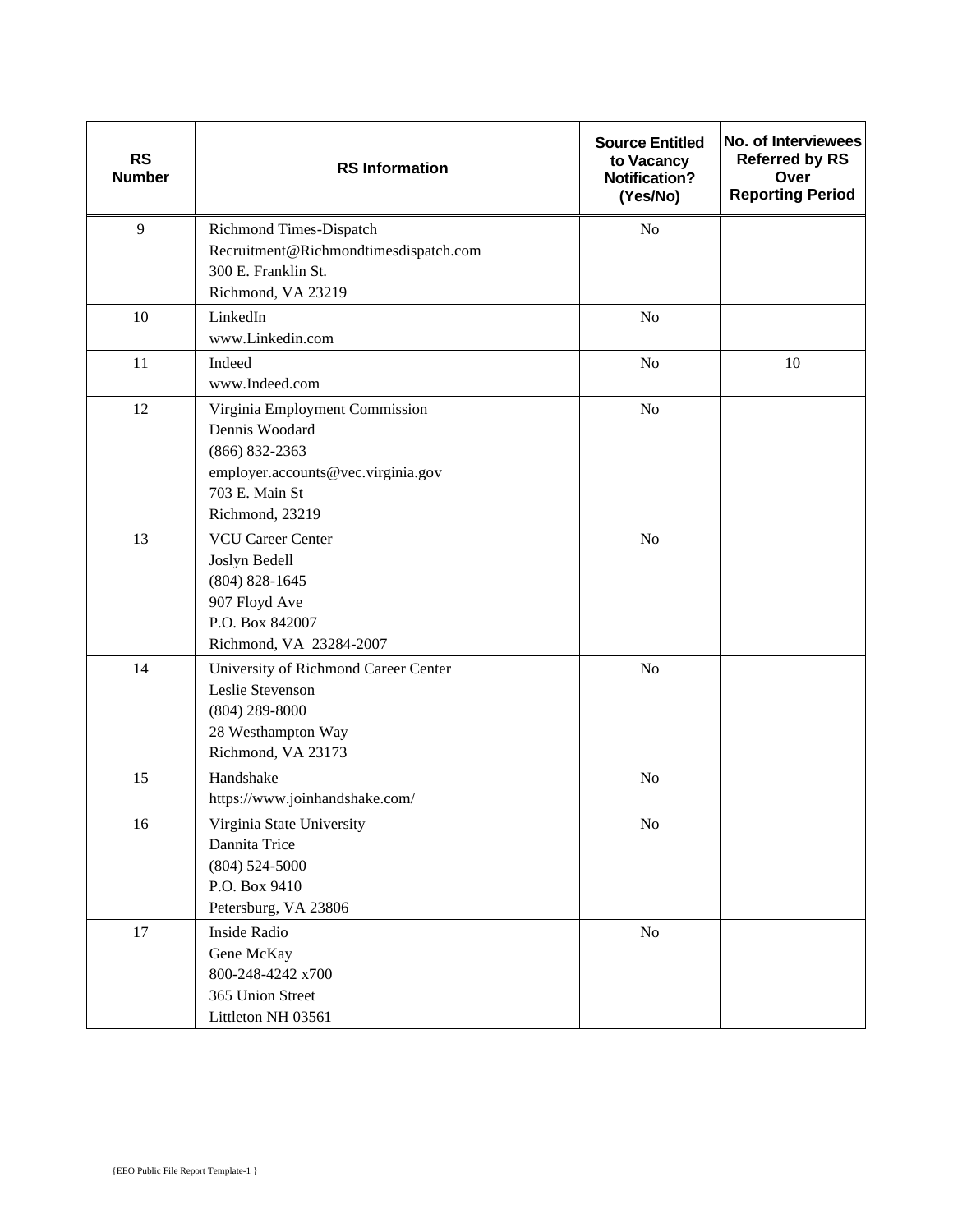| RS Number | RS Information | Source Entitled to Vacancy Notification? (Yes/No) | No. of Interviewees Referred by RS Over Reporting Period |
|---|---|---|---|
| 9 | Richmond Times-Dispatch<br>Recruitment@Richmondtimesdispatch.com<br>300 E. Franklin St.<br>Richmond, VA 23219 | No | |
| 10 | LinkedIn<br>www.Linkedin.com | No | |
| 11 | Indeed<br>www.Indeed.com | No | 10 |
| 12 | Virginia Employment Commission<br>Dennis Woodard<br>(866) 832-2363<br>employer.accounts@vec.virginia.gov<br>703 E. Main St<br>Richmond, 23219 | No | |
| 13 | VCU Career Center<br>Joslyn Bedell<br>(804) 828-1645<br>907 Floyd Ave<br>P.O. Box 842007<br>Richmond, VA 23284-2007 | No | |
| 14 | University of Richmond Career Center<br>Leslie Stevenson<br>(804) 289-8000<br>28 Westhampton Way<br>Richmond, VA 23173 | No | |
| 15 | Handshake<br>https://www.joinhandshake.com/ | No | |
| 16 | Virginia State University<br>Dannita Trice<br>(804) 524-5000<br>P.O. Box 9410<br>Petersburg, VA 23806 | No | |
| 17 | Inside Radio<br>Gene McKay<br>800-248-4242 x700<br>365 Union Street<br>Littleton NH 03561 | No | |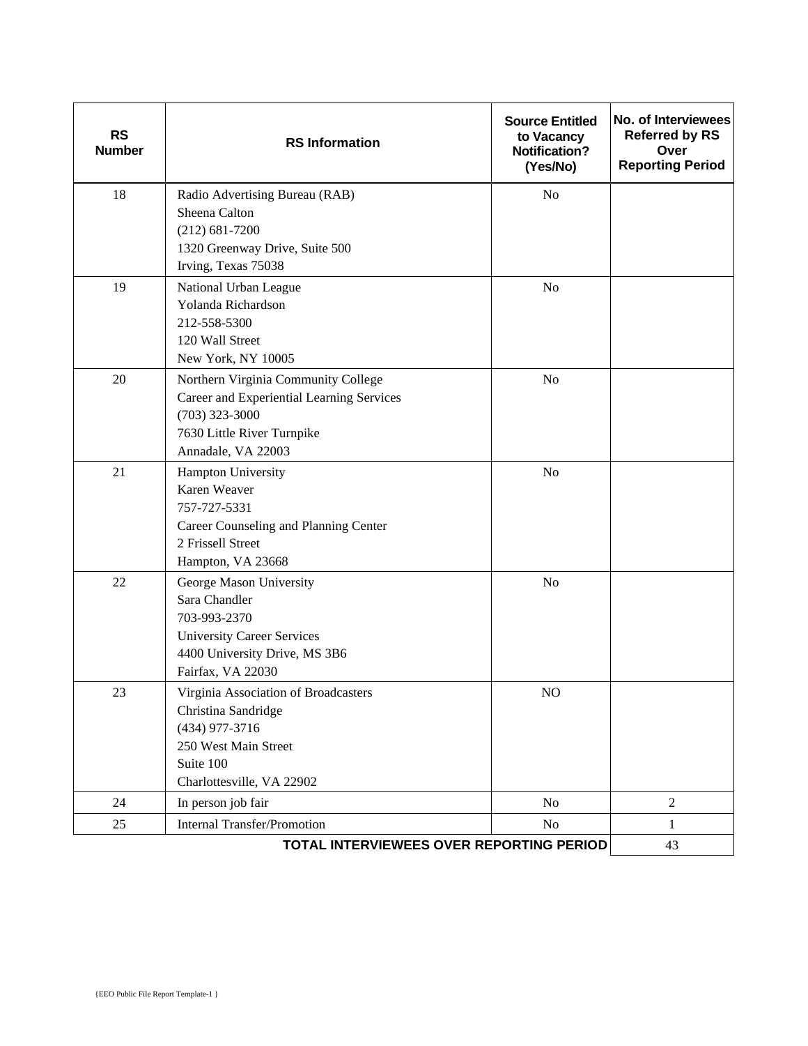| RS Number | RS Information | Source Entitled to Vacancy Notification? (Yes/No) | No. of Interviewees Referred by RS Over Reporting Period |
|---|---|---|---|
| 18 | Radio Advertising Bureau (RAB)<br>Sheena Calton<br>(212) 681-7200<br>1320 Greenway Drive, Suite 500<br>Irving, Texas 75038 | No | |
| 19 | National Urban League<br>Yolanda Richardson<br>212-558-5300<br>120 Wall Street<br>New York, NY 10005 | No | |
| 20 | Northern Virginia Community College<br>Career and Experiential Learning Services<br>(703) 323-3000<br>7630 Little River Turnpike<br>Annadale, VA 22003 | No | |
| 21 | Hampton University<br>Karen Weaver<br>757-727-5331<br>Career Counseling and Planning Center<br>2 Frissell Street<br>Hampton, VA 23668 | No | |
| 22 | George Mason University<br>Sara Chandler<br>703-993-2370<br>University Career Services<br>4400 University Drive, MS 3B6<br>Fairfax, VA 22030 | No | |
| 23 | Virginia Association of Broadcasters<br>Christina Sandridge<br>(434) 977-3716<br>250 West Main Street<br>Suite 100<br>Charlottesville, VA 22902 | NO | |
| 24 | In person job fair | No | 2 |
| 25 | Internal Transfer/Promotion | No | 1 |
| | | **TOTAL INTERVIEWEES OVER REPORTING PERIOD** | 43 |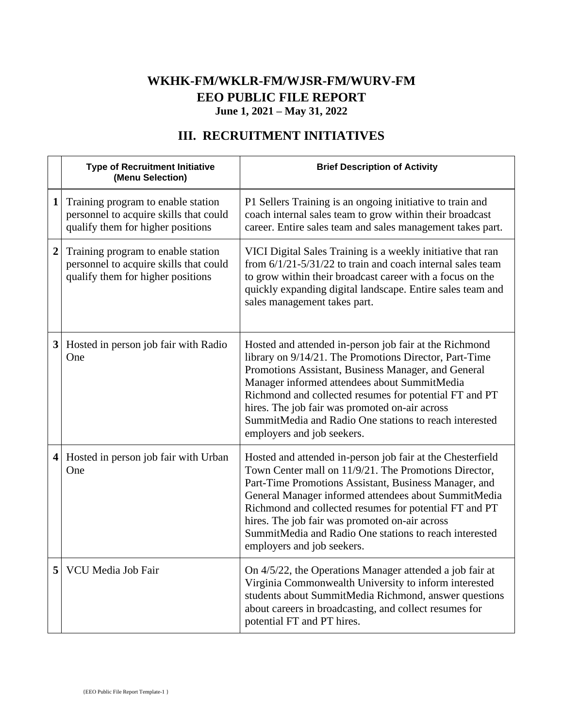# WKHK-FM/WKLR-FM/WJSR-FM/WURV-FM
## EEO PUBLIC FILE REPORT
### June 1, 2021 – May 31, 2022

## III. RECRUITMENT INITIATIVES

| | Type of Recruitment Initiative (Menu Selection) | Brief Description of Activity |
|---|---|---|
| 1 | Training program to enable station personnel to acquire skills that could qualify them for higher positions | P1 Sellers Training is an ongoing initiative to train and coach internal sales team to grow within their broadcast career. Entire sales team and sales management takes part. |
| 2 | Training program to enable station personnel to acquire skills that could qualify them for higher positions | VICI Digital Sales Training is a weekly initiative that ran from 6/1/21-5/31/22 to train and coach internal sales team to grow within their broadcast career with a focus on the quickly expanding digital landscape. Entire sales team and sales management takes part. |
| 3 | Hosted in person job fair with Radio One | Hosted and attended in-person job fair at the Richmond library on 9/14/21. The Promotions Director, Part-Time Promotions Assistant, Business Manager, and General Manager informed attendees about SummitMedia Richmond and collected resumes for potential FT and PT hires. The job fair was promoted on-air across SummitMedia and Radio One stations to reach interested employers and job seekers. |
| 4 | Hosted in person job fair with Urban One | Hosted and attended in-person job fair at the Chesterfield Town Center mall on 11/9/21. The Promotions Director, Part-Time Promotions Assistant, Business Manager, and General Manager informed attendees about SummitMedia Richmond and collected resumes for potential FT and PT hires. The job fair was promoted on-air across SummitMedia and Radio One stations to reach interested employers and job seekers. |
| 5 | VCU Media Job Fair | On 4/5/22, the Operations Manager attended a job fair at Virginia Commonwealth University to inform interested students about SummitMedia Richmond, answer questions about careers in broadcasting, and collect resumes for potential FT and PT hires. |